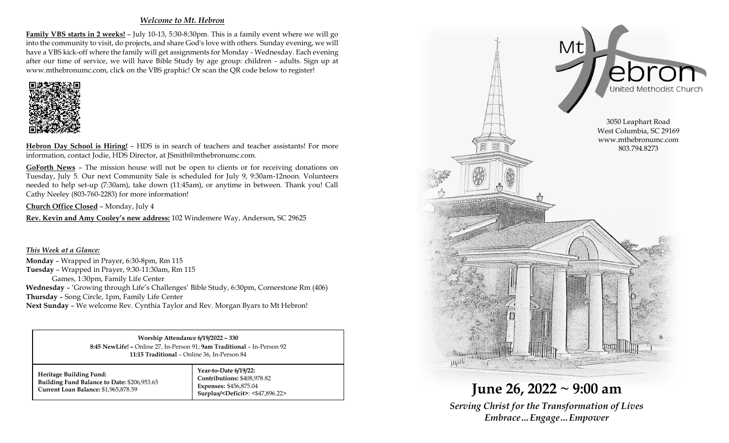## *Welcome to Mt. Hebron*

**Family VBS starts in 2 weeks!** – July 10-13, 5:30-8:30pm. This is a family event where we will go into the community to visit, do projects, and share God's love with others. Sunday evening, we will have a VBS kick-off where the family will get assignments for Monday - Wednesday. Each evening after our time of service, we will have Bible Study by age group: children - adults. Sign up at www.mthebronumc.com, click on the VBS graphic! Or scan the QR code below to register!

**Hebron Day School is Hiring!** – HDS is in search of teachers and teacher assistants! For more information, contact Jodie, HDS Director, at JSmith@mthebronumc.com.

**GoForth News** – The mission house will not be open to clients or for receiving donations on Tuesday, July 5. Our next Community Sale is scheduled for July 9, 9:30am-12noon. Volunteers needed to help set-up (7:30am), take down (11:45am), or anytime in between. Thank you! Call Cathy Neeley (803-760-2283) for more information!

**Church Office Closed** – Monday, July 4

**Rev. Kevin and Amy Cooley's new address:** 102 Windemere Way, Anderson, SC 29625

### *This Week at a Glance:*

**Monday** – Wrapped in Prayer, 6:30-8pm, Rm 115
**Tuesday** – Wrapped in Prayer, 9:30-11:30am, Rm 115
Games, 1:30pm, Family Life Center
**Wednesday** – 'Growing through Life's Challenges' Bible Study, 6:30pm, Cornerstone Rm (406)
**Thursday** – Song Circle, 1pm, Family Life Center
**Next Sunday** – We welcome Rev. Cynthia Taylor and Rev. Morgan Byars to Mt Hebron!

**Worship Attendance 6/19/2022 – 330**
**8:45 NewLife! –** Online 27, In-Person 91; **9am Traditional** – In-Person 92
**11:15 Traditional** – Online 36, In-Person 84

| **Heritage Building Fund:** | **Year-to-Date 6/19/22:** |
|---|---|
| **Building Fund Balance to Date:** $206,953.65 | **Contributions:** $408,978.82 |
| **Current Loan Balance:** $1,965,878.59 | **Expenses:** $456,875.04 |
| | **Surplus/<Deficit>**: <$47,896.22> |

# Mt Hebron United Methodist Church

3050 Leaphart Road
West Columbia, SC 29169
www.mthebronumc.com
803.794.8273

# June 26, 2022 ~ 9:00 am

***Serving Christ for the Transformation of Lives***
***Embrace…Engage…Empower***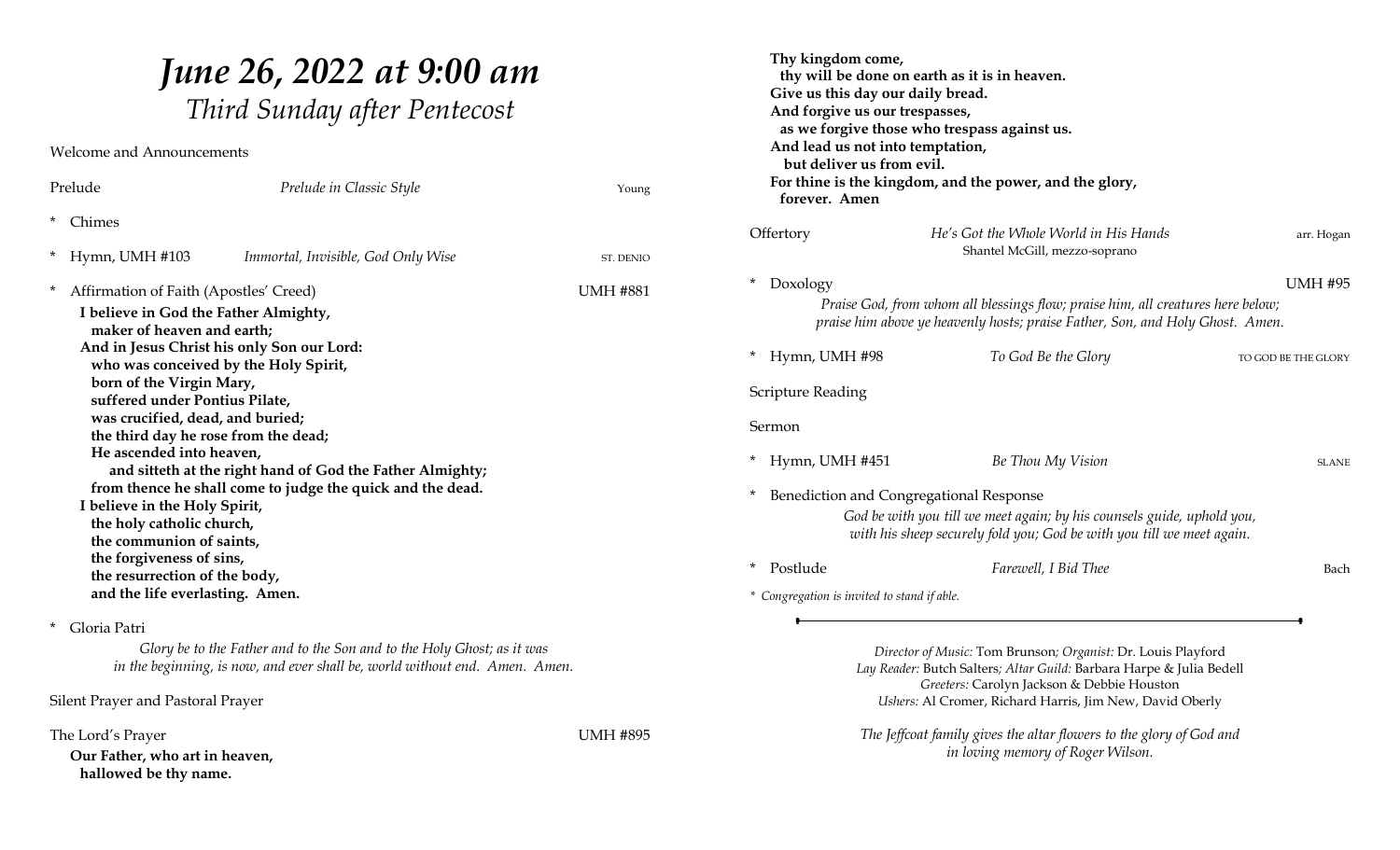# *June 26, 2022 at 9:00 am*

## *Third Sunday after Pentecost*

Welcome and Announcements

Prelude — *Prelude in Classic Style* — Young

\* Chimes

\* Hymn, UMH #103 — *Immortal, Invisible, God Only Wise* — ST. DENIO

\* Affirmation of Faith (Apostles' Creed) — UMH #881

**I believe in God the Father Almighty,**
**maker of heaven and earth;**
**And in Jesus Christ his only Son our Lord:**
**who was conceived by the Holy Spirit,**
**born of the Virgin Mary,**
**suffered under Pontius Pilate,**
**was crucified, dead, and buried;**
**the third day he rose from the dead;**
**He ascended into heaven,**
**and sitteth at the right hand of God the Father Almighty;**
**from thence he shall come to judge the quick and the dead.**
**I believe in the Holy Spirit,**
**the holy catholic church,**
**the communion of saints,**
**the forgiveness of sins,**
**the resurrection of the body,**
**and the life everlasting. Amen.**

\* Gloria Patri

*Glory be to the Father and to the Son and to the Holy Ghost; as it was in the beginning, is now, and ever shall be, world without end. Amen. Amen.*

Silent Prayer and Pastoral Prayer

The Lord's Prayer — UMH #895

**Our Father, who art in heaven,**
**hallowed be thy name.**
**Thy kingdom come,**
**thy will be done on earth as it is in heaven.**
**Give us this day our daily bread.**
**And forgive us our trespasses,**
**as we forgive those who trespass against us.**
**And lead us not into temptation,**
**but deliver us from evil.**
**For thine is the kingdom, and the power, and the glory,**
**forever. Amen**

Offertory — *He's Got the Whole World in His Hands* — arr. Hogan
Shantel McGill, mezzo-soprano

\* Doxology — UMH #95

*Praise God, from whom all blessings flow; praise him, all creatures here below; praise him above ye heavenly hosts; praise Father, Son, and Holy Ghost. Amen.*

\* Hymn, UMH #98 — *To God Be the Glory* — TO GOD BE THE GLORY

Scripture Reading

Sermon

\* Hymn, UMH #451 — *Be Thou My Vision* — SLANE

\* Benediction and Congregational Response

*God be with you till we meet again; by his counsels guide, uphold you, with his sheep securely fold you; God be with you till we meet again.*

\* Postlude — *Farewell, I Bid Thee* — Bach

*\* Congregation is invited to stand if able.*

---

*Director of Music:* Tom Brunson; *Organist:* Dr. Louis Playford
*Lay Reader:* Butch Salters; *Altar Guild:* Barbara Harpe & Julia Bedell
*Greeters:* Carolyn Jackson & Debbie Houston
*Ushers:* Al Cromer, Richard Harris, Jim New, David Oberly

*The Jeffcoat family gives the altar flowers to the glory of God and in loving memory of Roger Wilson.*